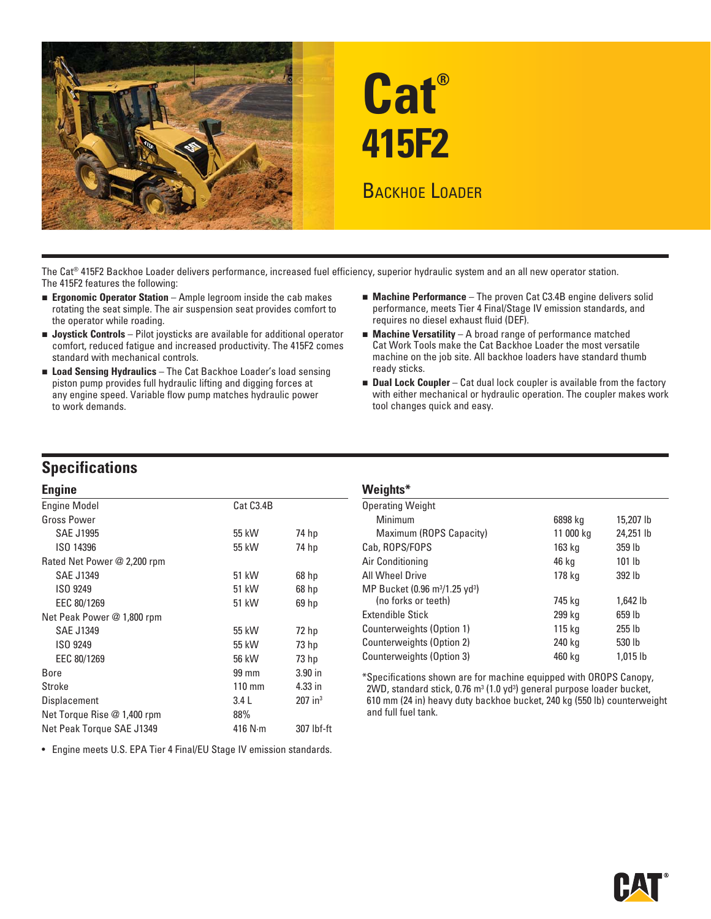# Cat® 415F2

## Backhoe Loader

The Cat® 415F2 Backhoe Loader delivers performance, increased fuel efficiency, superior hydraulic system and an all new operator station. The 415F2 features the following:

- **Ergonomic Operator Station** – Ample legroom inside the cab makes rotating the seat simple. The air suspension seat provides comfort to the operator while roading.
- **Joystick Controls** – Pilot joysticks are available for additional operator comfort, reduced fatigue and increased productivity. The 415F2 comes standard with mechanical controls.
- **Load Sensing Hydraulics** – The Cat Backhoe Loader's load sensing piston pump provides full hydraulic lifting and digging forces at any engine speed. Variable flow pump matches hydraulic power to work demands.
- **Machine Performance** – The proven Cat C3.4B engine delivers solid performance, meets Tier 4 Final/Stage IV emission standards, and requires no diesel exhaust fluid (DEF).
- **Machine Versatility** – A broad range of performance matched Cat Work Tools make the Cat Backhoe Loader the most versatile machine on the job site. All backhoe loaders have standard thumb ready sticks.
- **Dual Lock Coupler** – Cat dual lock coupler is available from the factory with either mechanical or hydraulic operation. The coupler makes work tool changes quick and easy.

## Specifications

### Engine

| | | |
|---|---|---|
| Engine Model | Cat C3.4B | |
| Gross Power | | |
| SAE J1995 | 55 kW | 74 hp |
| ISO 14396 | 55 kW | 74 hp |
| Rated Net Power @ 2,200 rpm | | |
| SAE J1349 | 51 kW | 68 hp |
| ISO 9249 | 51 kW | 68 hp |
| EEC 80/1269 | 51 kW | 69 hp |
| Net Peak Power @ 1,800 rpm | | |
| SAE J1349 | 55 kW | 72 hp |
| ISO 9249 | 55 kW | 73 hp |
| EEC 80/1269 | 56 kW | 73 hp |
| Bore | 99 mm | 3.90 in |
| Stroke | 110 mm | 4.33 in |
| Displacement | 3.4 L | 207 in³ |
| Net Torque Rise @ 1,400 rpm | 88% | |
| Net Peak Torque SAE J1349 | 416 N·m | 307 lbf-ft |

- Engine meets U.S. EPA Tier 4 Final/EU Stage IV emission standards.

### Weights*

| | | |
|---|---|---|
| Operating Weight | | |
| Minimum | 6898 kg | 15,207 lb |
| Maximum (ROPS Capacity) | 11 000 kg | 24,251 lb |
| Cab, ROPS/FOPS | 163 kg | 359 lb |
| Air Conditioning | 46 kg | 101 lb |
| All Wheel Drive | 178 kg | 392 lb |
| MP Bucket (0.96 m³/1.25 yd³) (no forks or teeth) | 745 kg | 1,642 lb |
| Extendible Stick | 299 kg | 659 lb |
| Counterweights (Option 1) | 115 kg | 255 lb |
| Counterweights (Option 2) | 240 kg | 530 lb |
| Counterweights (Option 3) | 460 kg | 1,015 lb |

*Specifications shown are for machine equipped with OROPS Canopy, 2WD, standard stick, 0.76 m³ (1.0 yd³) general purpose loader bucket, 610 mm (24 in) heavy duty backhoe bucket, 240 kg (550 lb) counterweight and full fuel tank.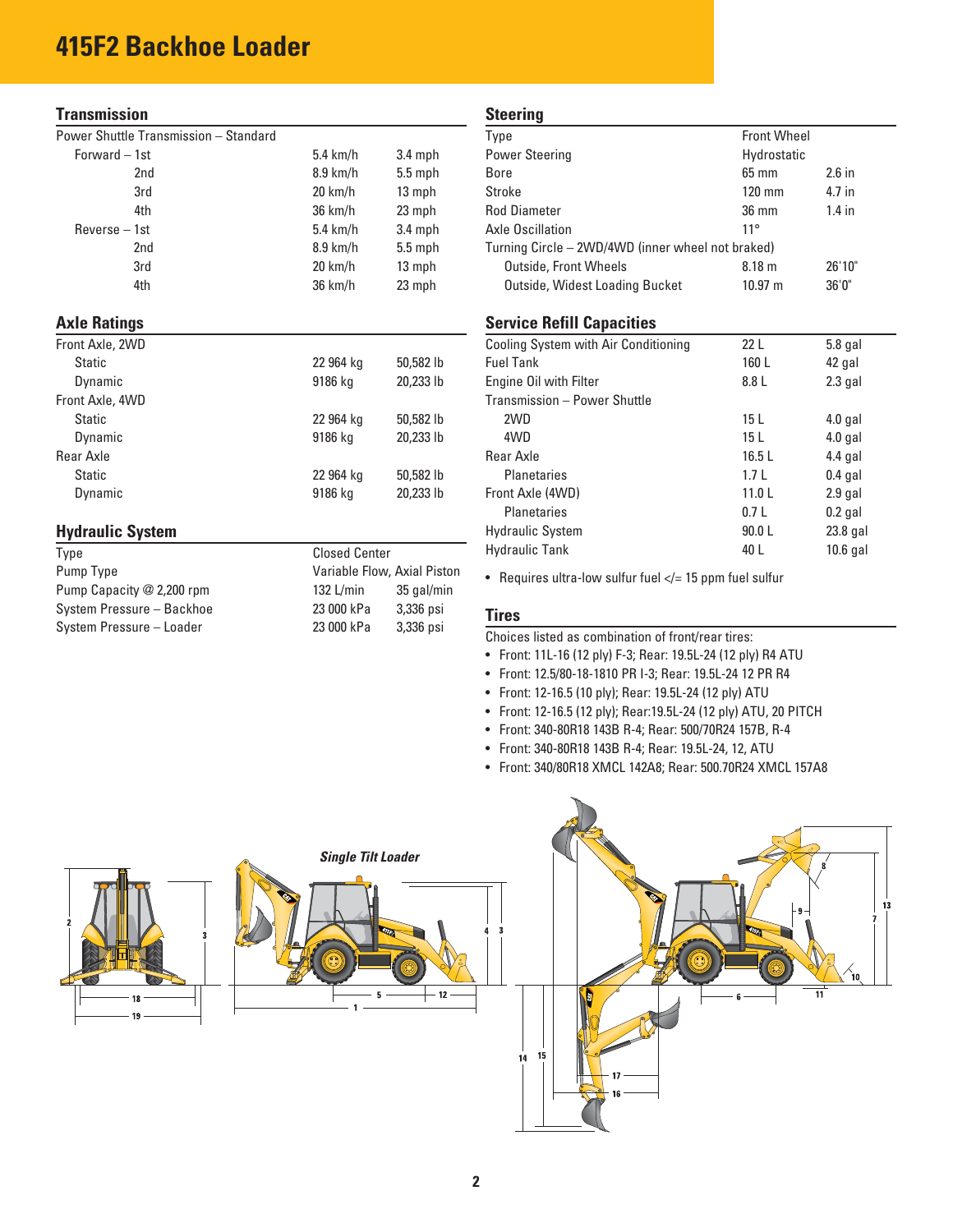# 415F2 Backhoe Loader

## Transmission

| Power Shuttle Transmission – Standard | | |
|---|---|---|
| Forward – 1st | 5.4 km/h | 3.4 mph |
| 2nd | 8.9 km/h | 5.5 mph |
| 3rd | 20 km/h | 13 mph |
| 4th | 36 km/h | 23 mph |
| Reverse – 1st | 5.4 km/h | 3.4 mph |
| 2nd | 8.9 km/h | 5.5 mph |
| 3rd | 20 km/h | 13 mph |
| 4th | 36 km/h | 23 mph |

## Axle Ratings

| Front Axle, 2WD | | |
|---|---|---|
| Static | 22 964 kg | 50,582 lb |
| Dynamic | 9186 kg | 20,233 lb |
| Front Axle, 4WD | | |
| Static | 22 964 kg | 50,582 lb |
| Dynamic | 9186 kg | 20,233 lb |
| Rear Axle | | |
| Static | 22 964 kg | 50,582 lb |
| Dynamic | 9186 kg | 20,233 lb |

## Hydraulic System

| Type | Closed Center | |
|---|---|---|
| Pump Type | Variable Flow, Axial Piston | |
| Pump Capacity @ 2,200 rpm | 132 L/min | 35 gal/min |
| System Pressure – Backhoe | 23 000 kPa | 3,336 psi |
| System Pressure – Loader | 23 000 kPa | 3,336 psi |

## Steering

| Type | Front Wheel | |
|---|---|---|
| Power Steering | Hydrostatic | |
| Bore | 65 mm | 2.6 in |
| Stroke | 120 mm | 4.7 in |
| Rod Diameter | 36 mph | 1.4 in |
| Axle Oscillation | 11° | |
| Turning Circle – 2WD/4WD (inner wheel not braked) | | |
| Outside, Front Wheels | 8.18 m | 26'10" |
| Outside, Widest Loading Bucket | 10.97 m | 36'0" |

## Service Refill Capacities

| Cooling System with Air Conditioning | 22 L | 5.8 gal |
|---|---|---|
| Fuel Tank | 160 L | 42 gal |
| Engine Oil with Filter | 8.8 L | 2.3 gal |
| Transmission – Power Shuttle | | |
| 2WD | 15 L | 4.0 gal |
| 4WD | 15 L | 4.0 gal |
| Rear Axle | 16.5 L | 4.4 gal |
| Planetaries | 1.7 L | 0.4 gal |
| Front Axle (4WD) | 11.0 L | 2.9 gal |
| Planetaries | 0.7 L | 0.2 gal |
| Hydraulic System | 90.0 L | 23.8 gal |
| Hydraulic Tank | 40 L | 10.6 gal |

- Requires ultra-low sulfur fuel </= 15 ppm fuel sulfur

## Tires

Choices listed as combination of front/rear tires:

- Front: 11L-16 (12 ply) F-3; Rear: 19.5L-24 (12 ply) R4 ATU
- Front: 12.5/80-18-1810 PR I-3; Rear: 19.5L-24 12 PR R4
- Front: 12-16.5 (10 ply); Rear: 19.5L-24 (12 ply) ATU
- Front: 12-16.5 (12 ply); Rear:19.5L-24 (12 ply) ATU, 20 PITCH
- Front: 340-80R18 143B R-4; Rear: 500/70R24 157B, R-4
- Front: 340-80R18 143B R-4; Rear: 19.5L-24, 12, ATU
- Front: 340/80R18 XMCL 142A8; Rear: 500.70R24 XMCL 157A8

*Single Tilt Loader*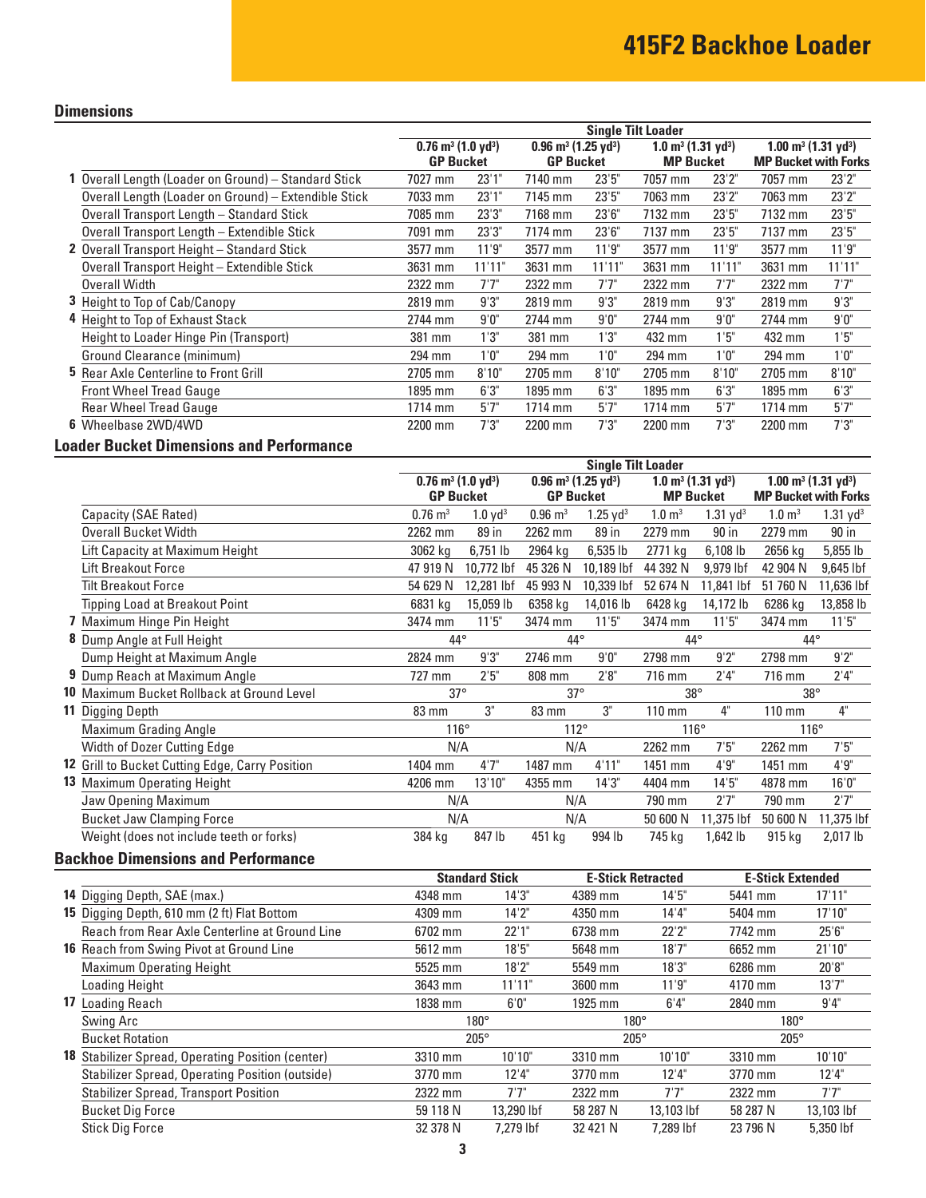# 415F2 Backhoe Loader

## Dimensions

| | | Single Tilt Loader | | | | | | | |
|---|---|---|---|---|---|---|---|---|---|
| | | 0.76 m³ (1.0 yd³) GP Bucket | | 0.96 m³ (1.25 yd³) GP Bucket | | 1.0 m³ (1.31 yd³) MP Bucket | | 1.00 m³ (1.31 yd³) MP Bucket with Forks | |
| 1 | Overall Length (Loader on Ground) – Standard Stick | 7027 mm | 23'1" | 7140 mm | 23'5" | 7057 mm | 23'2" | 7057 mm | 23'2" |
| | Overall Length (Loader on Ground) – Extendible Stick | 7033 mm | 23'1" | 7145 mm | 23'5" | 7063 mm | 23'2" | 7063 mm | 23'2" |
| | Overall Transport Length – Standard Stick | 7085 mm | 23'3" | 7168 mm | 23'6" | 7132 mm | 23'5" | 7132 mm | 23'5" |
| | Overall Transport Length – Extendible Stick | 7091 mm | 23'3" | 7174 mm | 23'6" | 7137 mm | 23'5" | 7137 mm | 23'5" |
| 2 | Overall Transport Height – Standard Stick | 3577 mm | 11'9" | 3577 mm | 11'9" | 3577 mm | 11'9" | 3577 mm | 11'9" |
| | Overall Transport Height – Extendible Stick | 3631 mm | 11'11" | 3631 mm | 11'11" | 3631 mm | 11'11" | 3631 mm | 11'11" |
| | Overall Width | 2322 mm | 7'7" | 2322 mm | 7'7" | 2322 mm | 7'7" | 2322 mm | 7'7" |
| 3 | Height to Top of Cab/Canopy | 2819 mm | 9'3" | 2819 mm | 9'3" | 2819 mm | 9'3" | 2819 mm | 9'3" |
| 4 | Height to Top of Exhaust Stack | 2744 mm | 9'0" | 2744 mm | 9'0" | 2744 mm | 9'0" | 2744 mm | 9'0" |
| | Height to Loader Hinge Pin (Transport) | 381 mm | 1'3" | 381 mm | 1'3" | 432 mm | 1'5" | 432 mm | 1'5" |
| | Ground Clearance (minimum) | 294 mm | 1'0" | 294 mm | 1'0" | 294 mm | 1'0" | 294 mm | 1'0" |
| 5 | Rear Axle Centerline to Front Grill | 2705 mm | 8'10" | 2705 mm | 8'10" | 2705 mm | 8'10" | 2705 mm | 8'10" |
| | Front Wheel Tread Gauge | 1895 mm | 6'3" | 1895 mm | 6'3" | 1895 mm | 6'3" | 1895 mm | 6'3" |
| | Rear Wheel Tread Gauge | 1714 mm | 5'7" | 1714 mm | 5'7" | 1714 mm | 5'7" | 1714 mm | 5'7" |
| 6 | Wheelbase 2WD/4WD | 2200 mm | 7'3" | 2200 mm | 7'3" | 2200 mm | 7'3" | 2200 mm | 7'3" |

## Loader Bucket Dimensions and Performance

| | | Single Tilt Loader | | | | | | | |
|---|---|---|---|---|---|---|---|---|---|
| | | 0.76 m³ (1.0 yd³) GP Bucket | | 0.96 m³ (1.25 yd³) GP Bucket | | 1.0 m³ (1.31 yd³) MP Bucket | | 1.00 m³ (1.31 yd³) MP Bucket with Forks | |
| | Capacity (SAE Rated) | 0.76 m³ | 1.0 yd³ | 0.96 m³ | 1.25 yd³ | 1.0 m³ | 1.31 yd³ | 1.0 m³ | 1.31 yd³ |
| | Overall Bucket Width | 2262 mm | 89 in | 2262 mm | 89 in | 2279 mm | 90 in | 2279 mm | 90 in |
| | Lift Capacity at Maximum Height | 3062 kg | 6,751 lb | 2964 kg | 6,535 lb | 2771 kg | 6,108 lb | 2656 kg | 5,855 lb |
| | Lift Breakout Force | 47 919 N | 10,772 lbf | 45 326 N | 10,189 lbf | 44 392 N | 9,979 lbf | 42 904 N | 9,645 lbf |
| | Tilt Breakout Force | 54 629 N | 12,281 lbf | 45 993 N | 10,339 lbf | 52 674 N | 11,841 lbf | 51 760 N | 11,636 lbf |
| | Tipping Load at Breakout Point | 6831 kg | 15,059 lb | 6358 kg | 14,016 lb | 6428 kg | 14,172 lb | 6286 kg | 13,858 lb |
| 7 | Maximum Hinge Pin Height | 3474 mm | 11'5" | 3474 mm | 11'5" | 3474 mm | 11'5" | 3474 mm | 11'5" |
| 8 | Dump Angle at Full Height | 44° | | 44° | | 44° | | 44° | |
| | Dump Height at Maximum Angle | 2824 mm | 9'3" | 2746 mm | 9'0" | 2798 mm | 9'2" | 2798 mm | 9'2" |
| 9 | Dump Reach at Maximum Angle | 727 mm | 2'5" | 808 mm | 2'8" | 716 mm | 2'4" | 716 mm | 2'4" |
| 10 | Maximum Bucket Rollback at Ground Level | 37° | | 37° | | 38° | | 38° | |
| 11 | Digging Depth | 83 mm | 3" | 83 mm | 3" | 110 mm | 4" | 110 mm | 4" |
| | Maximum Grading Angle | 116° | | 112° | | 116° | | 116° | |
| | Width of Dozer Cutting Edge | N/A | | N/A | | 2262 mm | 7'5" | 2262 mm | 7'5" |
| 12 | Grill to Bucket Cutting Edge, Carry Position | 1404 mm | 4'7" | 1487 mm | 4'11" | 1451 mm | 4'9" | 1451 mm | 4'9" |
| 13 | Maximum Operating Height | 4206 mm | 13'10" | 4355 mm | 14'3" | 4404 mm | 14'5" | 4878 mm | 16'0" |
| | Jaw Opening Maximum | N/A | | N/A | | 790 mm | 2'7" | 790 mm | 2'7" |
| | Bucket Jaw Clamping Force | N/A | | N/A | | 50 600 N | 11,375 lbf | 50 600 N | 11,375 lbf |
| | Weight (does not include teeth or forks) | 384 kg | 847 lb | 451 kg | 994 lb | 745 kg | 1,642 lb | 915 kg | 2,017 lb |

## Backhoe Dimensions and Performance

| | | Standard Stick | | E-Stick Retracted | | E-Stick Extended | |
|---|---|---|---|---|---|---|---|
| 14 | Digging Depth, SAE (max.) | 4348 mm | 14'3" | 4389 mm | 14'5" | 5441 mm | 17'11" |
| 15 | Digging Depth, 610 mm (2 ft) Flat Bottom | 4309 mm | 14'2" | 4350 mm | 14'4" | 5404 mm | 17'10" |
| | Reach from Rear Axle Centerline at Ground Line | 6702 mm | 22'1" | 6738 mm | 22'2" | 7742 mm | 25'6" |
| 16 | Reach from Swing Pivot at Ground Line | 5612 mm | 18'5" | 5648 mm | 18'7" | 6652 mm | 21'10" |
| | Maximum Operating Height | 5525 mm | 18'2" | 5549 mm | 18'3" | 6286 mm | 20'8" |
| | Loading Height | 3643 mm | 11'11" | 3600 mm | 11'9" | 4170 mm | 13'7" |
| 17 | Loading Reach | 1838 mm | 6'0" | 1925 mm | 6'4" | 2840 mm | 9'4" |
| | Swing Arc | 180° | | 180° | | 180° | |
| | Bucket Rotation | 205° | | 205° | | 205° | |
| 18 | Stabilizer Spread, Operating Position (center) | 3310 mm | 10'10" | 3310 mm | 10'10" | 3310 mm | 10'10" |
| | Stabilizer Spread, Operating Position (outside) | 3770 mm | 12'4" | 3770 mm | 12'4" | 3770 mm | 12'4" |
| | Stabilizer Spread, Transport Position | 2322 mm | 7'7" | 2322 mm | 7'7" | 2322 mm | 7'7" |
| | Bucket Dig Force | 59 118 N | 13,290 lbf | 58 287 N | 13,103 lbf | 58 287 N | 13,103 lbf |
| | Stick Dig Force | 32 378 N | 7,279 lbf | 32 421 N | 7,289 lbf | 23 796 N | 5,350 lbf |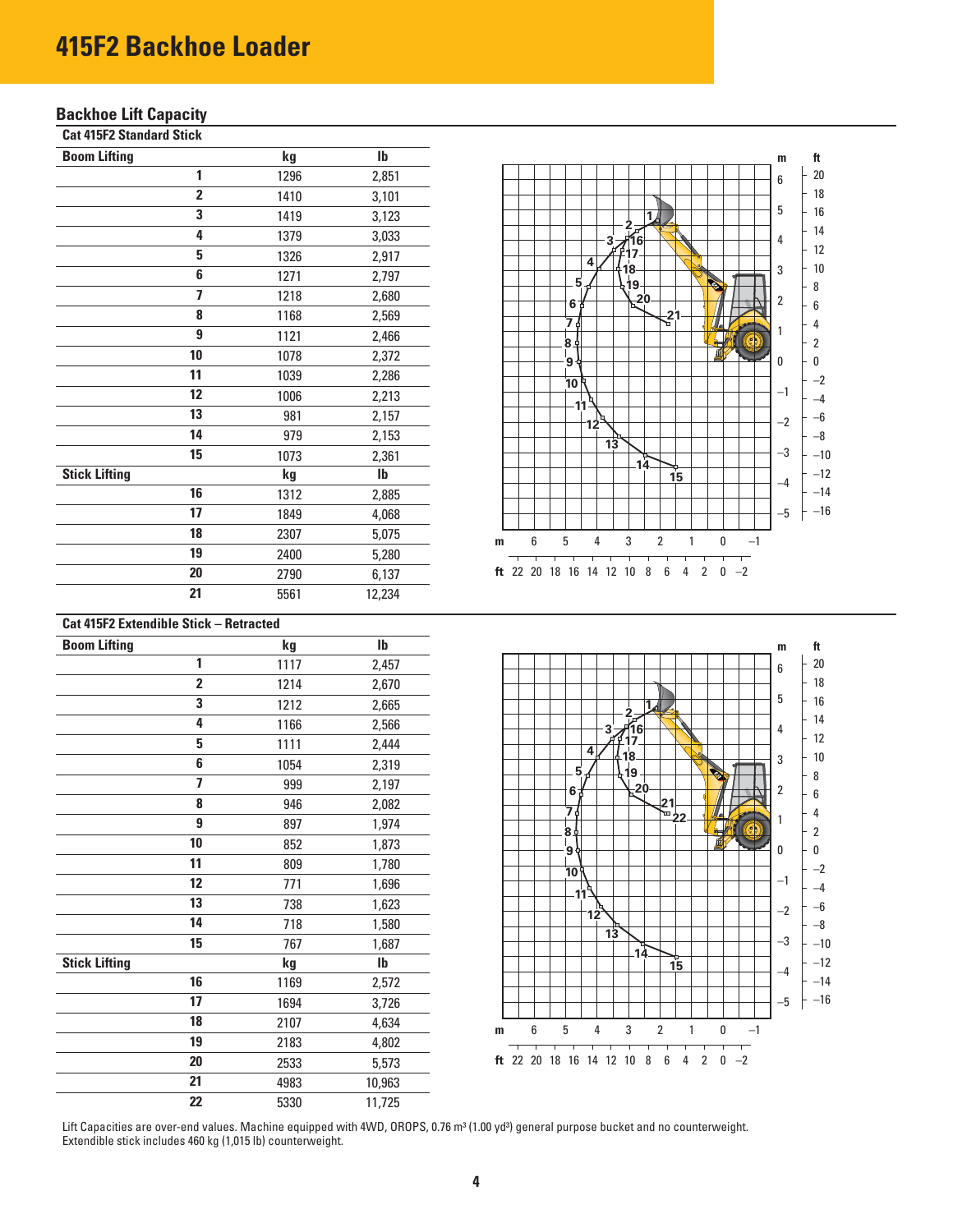# 415F2 Backhoe Loader

## Backhoe Lift Capacity

### Cat 415F2 Standard Stick

| Boom Lifting | kg | lb |
|---|---|---|
| 1 | 1296 | 2,851 |
| 2 | 1410 | 3,101 |
| 3 | 1419 | 3,123 |
| 4 | 1379 | 3,033 |
| 5 | 1326 | 2,917 |
| 6 | 1271 | 2,797 |
| 7 | 1218 | 2,680 |
| 8 | 1168 | 2,569 |
| 9 | 1121 | 2,466 |
| 10 | 1078 | 2,372 |
| 11 | 1039 | 2,286 |
| 12 | 1006 | 2,213 |
| 13 | 981 | 2,157 |
| 14 | 979 | 2,153 |
| 15 | 1073 | 2,361 |
| **Stick Lifting** | **kg** | **lb** |
| 16 | 1312 | 2,885 |
| 17 | 1849 | 4,068 |
| 18 | 2307 | 5,075 |
| 19 | 2400 | 5,280 |
| 20 | 2790 | 6,137 |
| 21 | 5561 | 12,234 |

### Cat 415F2 Extendible Stick – Retracted

| Boom Lifting | kg | lb |
|---|---|---|
| 1 | 1117 | 2,457 |
| 2 | 1214 | 2,670 |
| 3 | 1212 | 2,665 |
| 4 | 1166 | 2,566 |
| 5 | 1111 | 2,444 |
| 6 | 1054 | 2,319 |
| 7 | 999 | 2,197 |
| 8 | 946 | 2,082 |
| 9 | 897 | 1,974 |
| 10 | 852 | 1,873 |
| 11 | 809 | 1,780 |
| 12 | 771 | 1,696 |
| 13 | 738 | 1,623 |
| 14 | 718 | 1,580 |
| 15 | 767 | 1,687 |
| **Stick Lifting** | **kg** | **lb** |
| 16 | 1169 | 2,572 |
| 17 | 1694 | 3,726 |
| 18 | 2107 | 4,634 |
| 19 | 2183 | 4,802 |
| 20 | 2533 | 5,573 |
| 21 | 4983 | 10,963 |
| 22 | 5330 | 11,725 |

Lift Capacities are over-end values. Machine equipped with 4WD, OROPS, 0.76 m³ (1.00 yd³) general purpose bucket and no counterweight. Extendible stick includes 460 kg (1,015 lb) counterweight.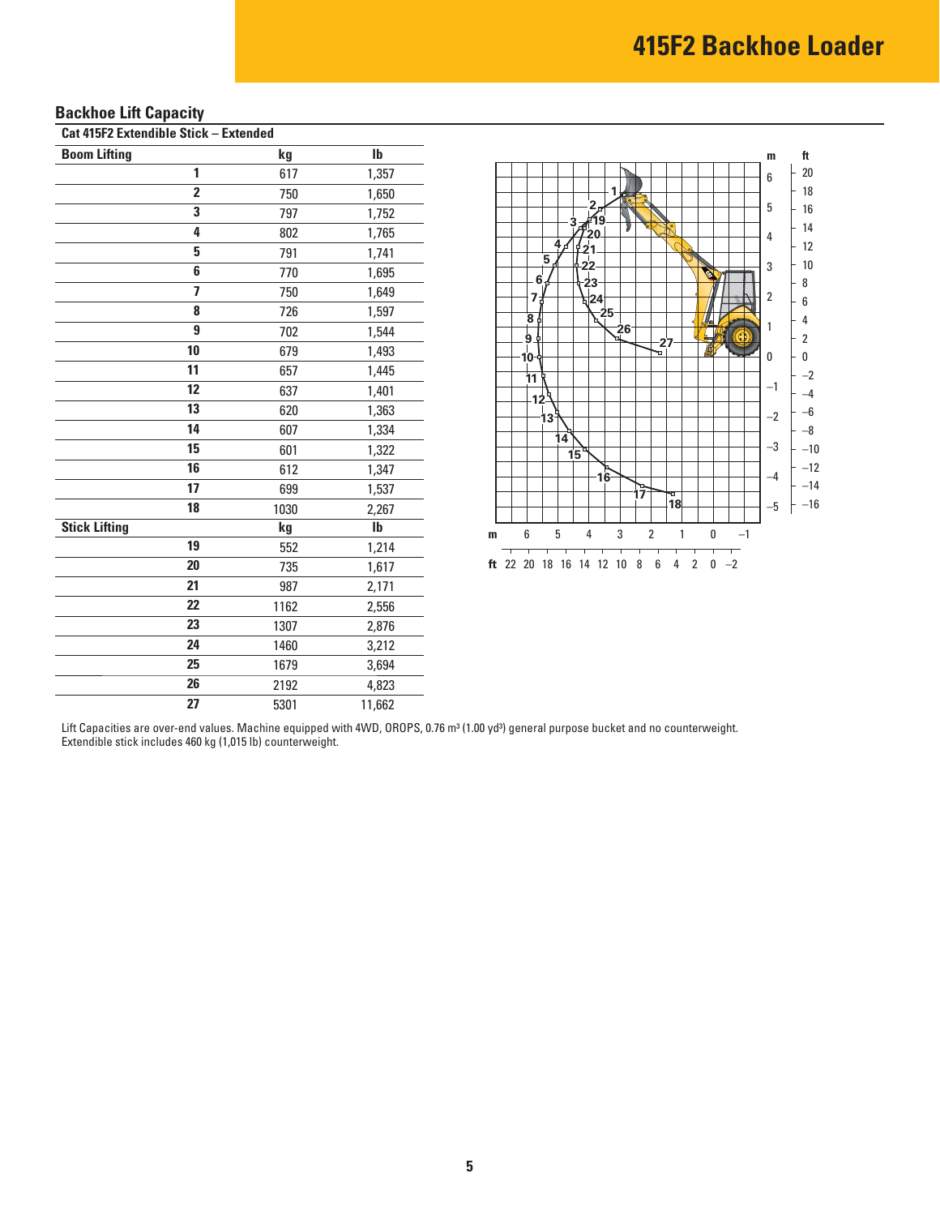## Backhoe Lift Capacity

### Cat 415F2 Extendible Stick – Extended

| Boom Lifting | kg | lb |
|---|---|---|
| 1 | 617 | 1,357 |
| 2 | 750 | 1,650 |
| 3 | 797 | 1,752 |
| 4 | 802 | 1,765 |
| 5 | 791 | 1,741 |
| 6 | 770 | 1,695 |
| 7 | 750 | 1,649 |
| 8 | 726 | 1,597 |
| 9 | 702 | 1,544 |
| 10 | 679 | 1,493 |
| 11 | 657 | 1,445 |
| 12 | 637 | 1,401 |
| 13 | 620 | 1,363 |
| 14 | 607 | 1,334 |
| 15 | 601 | 1,322 |
| 16 | 612 | 1,347 |
| 17 | 699 | 1,537 |
| 18 | 1030 | 2,267 |
| **Stick Lifting** | **kg** | **lb** |
| 19 | 552 | 1,214 |
| 20 | 735 | 1,617 |
| 21 | 987 | 2,171 |
| 22 | 1162 | 2,556 |
| 23 | 1307 | 2,876 |
| 24 | 1460 | 3,212 |
| 25 | 1679 | 3,694 |
| 26 | 2192 | 4,823 |
| 27 | 5301 | 11,662 |

Lift Capacities are over-end values. Machine equipped with 4WD, OROPS, 0.76 m³ (1.00 yd³) general purpose bucket and no counterweight. Extendible stick includes 460 kg (1,015 lb) counterweight.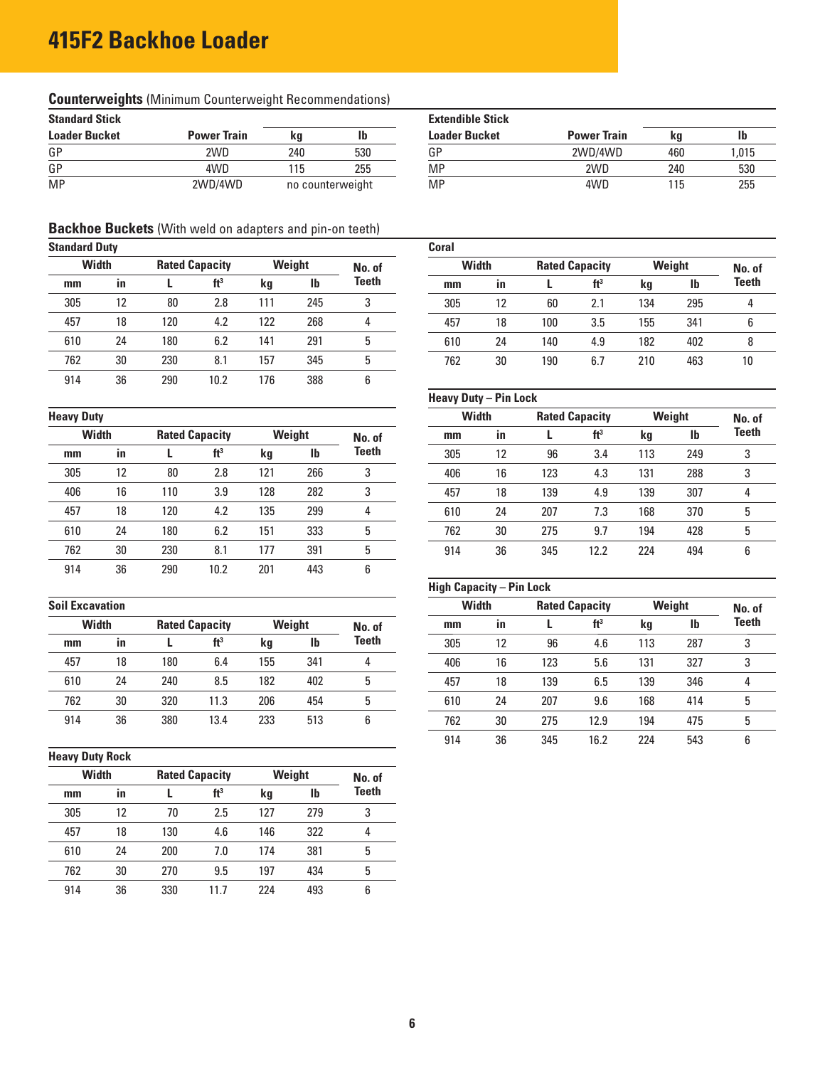# 415F2 Backhoe Loader

## Counterweights (Minimum Counterweight Recommendations)

**Standard Stick**

| Loader Bucket | Power Train | kg | lb |
|---|---|---|---|
| GP | 2WD | 240 | 530 |
| GP | 4WD | 115 | 255 |
| MP | 2WD/4WD | no counterweight | |

**Extendible Stick**

| Loader Bucket | Power Train | kg | lb |
|---|---|---|---|
| GP | 2WD/4WD | 460 | 1,015 |
| MP | 2WD | 240 | 530 |
| MP | 4WD | 115 | 255 |

## Backhoe Buckets (With weld on adapters and pin-on teeth)

**Standard Duty**

| Width | | Rated Capacity | | Weight | | No. of Teeth |
|---|---|---|---|---|---|---|
| mm | in | L | ft³ | kg | lb | |
| 305 | 12 | 80 | 2.8 | 111 | 245 | 3 |
| 457 | 18 | 120 | 4.2 | 122 | 268 | 4 |
| 610 | 24 | 180 | 6.2 | 141 | 291 | 5 |
| 762 | 30 | 230 | 8.1 | 157 | 345 | 5 |
| 914 | 36 | 290 | 10.2 | 176 | 388 | 6 |

**Heavy Duty**

| Width | | Rated Capacity | | Weight | | No. of Teeth |
|---|---|---|---|---|---|---|
| mm | in | L | ft³ | kg | lb | |
| 305 | 12 | 80 | 2.8 | 121 | 266 | 3 |
| 406 | 16 | 110 | 3.9 | 128 | 282 | 3 |
| 457 | 18 | 120 | 4.2 | 135 | 299 | 4 |
| 610 | 24 | 180 | 6.2 | 151 | 333 | 5 |
| 762 | 30 | 230 | 8.1 | 177 | 391 | 5 |
| 914 | 36 | 290 | 10.2 | 201 | 443 | 6 |

**Soil Excavation**

| Width | | Rated Capacity | | Weight | | No. of Teeth |
|---|---|---|---|---|---|---|
| mm | in | L | ft³ | kg | lb | |
| 457 | 18 | 180 | 6.4 | 155 | 341 | 4 |
| 610 | 24 | 240 | 8.5 | 182 | 402 | 5 |
| 762 | 30 | 320 | 11.3 | 206 | 454 | 5 |
| 914 | 36 | 380 | 13.4 | 233 | 513 | 6 |

**Heavy Duty Rock**

| Width | | Rated Capacity | | Weight | | No. of Teeth |
|---|---|---|---|---|---|---|
| mm | in | L | ft³ | kg | lb | |
| 305 | 12 | 70 | 2.5 | 127 | 279 | 3 |
| 457 | 18 | 130 | 4.6 | 146 | 322 | 4 |
| 610 | 24 | 200 | 7.0 | 174 | 381 | 5 |
| 762 | 30 | 270 | 9.5 | 197 | 434 | 5 |
| 914 | 36 | 330 | 11.7 | 224 | 493 | 6 |

**Coral**

| Width | | Rated Capacity | | Weight | | No. of Teeth |
|---|---|---|---|---|---|---|
| mm | in | L | ft³ | kg | lb | |
| 305 | 12 | 60 | 2.1 | 134 | 295 | 4 |
| 457 | 18 | 100 | 3.5 | 155 | 341 | 6 |
| 610 | 24 | 140 | 4.9 | 182 | 402 | 8 |
| 762 | 30 | 190 | 6.7 | 210 | 463 | 10 |

**Heavy Duty – Pin Lock**

| Width | | Rated Capacity | | Weight | | No. of Teeth |
|---|---|---|---|---|---|---|
| mm | in | L | ft³ | kg | lb | |
| 305 | 12 | 96 | 3.4 | 113 | 249 | 3 |
| 406 | 16 | 123 | 4.3 | 131 | 288 | 3 |
| 457 | 18 | 139 | 4.9 | 139 | 307 | 4 |
| 610 | 24 | 207 | 7.3 | 168 | 370 | 5 |
| 762 | 30 | 275 | 9.7 | 194 | 428 | 5 |
| 914 | 36 | 345 | 12.2 | 224 | 494 | 6 |

**High Capacity – Pin Lock**

| Width | | Rated Capacity | | Weight | | No. of Teeth |
|---|---|---|---|---|---|---|
| mm | in | L | ft³ | kg | lb | |
| 305 | 12 | 96 | 4.6 | 113 | 287 | 3 |
| 406 | 16 | 123 | 5.6 | 131 | 327 | 3 |
| 457 | 18 | 139 | 6.5 | 139 | 346 | 4 |
| 610 | 24 | 207 | 9.6 | 168 | 414 | 5 |
| 762 | 30 | 275 | 12.9 | 194 | 475 | 5 |
| 914 | 36 | 345 | 16.2 | 224 | 543 | 6 |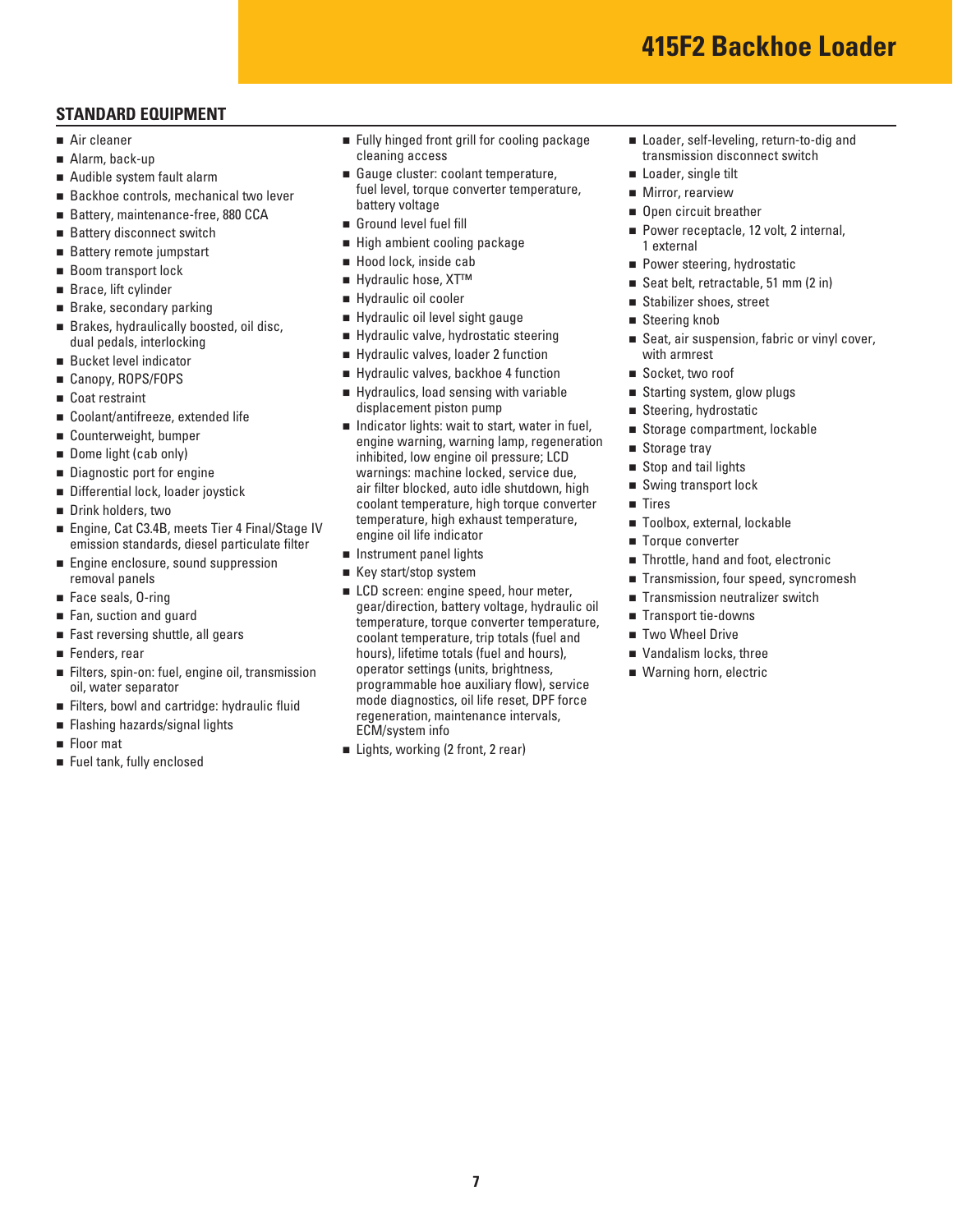# 415F2 Backhoe Loader

## STANDARD EQUIPMENT

- Air cleaner
- Alarm, back-up
- Audible system fault alarm
- Backhoe controls, mechanical two lever
- Battery, maintenance-free, 880 CCA
- Battery disconnect switch
- Battery remote jumpstart
- Boom transport lock
- Brace, lift cylinder
- Brake, secondary parking
- Brakes, hydraulically boosted, oil disc, dual pedals, interlocking
- Bucket level indicator
- Canopy, ROPS/FOPS
- Coat restraint
- Coolant/antifreeze, extended life
- Counterweight, bumper
- Dome light (cab only)
- Diagnostic port for engine
- Differential lock, loader joystick
- Drink holders, two
- Engine, Cat C3.4B, meets Tier 4 Final/Stage IV emission standards, diesel particulate filter
- Engine enclosure, sound suppression removal panels
- Face seals, O-ring
- Fan, suction and guard
- Fast reversing shuttle, all gears
- Fenders, rear
- Filters, spin-on: fuel, engine oil, transmission oil, water separator
- Filters, bowl and cartridge: hydraulic fluid
- Flashing hazards/signal lights
- Floor mat
- Fuel tank, fully enclosed
- Fully hinged front grill for cooling package cleaning access
- Gauge cluster: coolant temperature, fuel level, torque converter temperature, battery voltage
- Ground level fuel fill
- High ambient cooling package
- Hood lock, inside cab
- Hydraulic hose, XT™
- Hydraulic oil cooler
- Hydraulic oil level sight gauge
- Hydraulic valve, hydrostatic steering
- Hydraulic valves, loader 2 function
- Hydraulic valves, backhoe 4 function
- Hydraulics, load sensing with variable displacement piston pump
- Indicator lights: wait to start, water in fuel, engine warning, warning lamp, regeneration inhibited, low engine oil pressure; LCD warnings: machine locked, service due, air filter blocked, auto idle shutdown, high coolant temperature, high torque converter temperature, high exhaust temperature, engine oil life indicator
- Instrument panel lights
- Key start/stop system
- LCD screen: engine speed, hour meter, gear/direction, battery voltage, hydraulic oil temperature, torque converter temperature, coolant temperature, trip totals (fuel and hours), lifetime totals (fuel and hours), operator settings (units, brightness, programmable hoe auxiliary flow), service mode diagnostics, oil life reset, DPF force regeneration, maintenance intervals, ECM/system info
- Lights, working (2 front, 2 rear)
- Loader, self-leveling, return-to-dig and transmission disconnect switch
- Loader, single tilt
- Mirror, rearview
- Open circuit breather
- Power receptacle, 12 volt, 2 internal, 1 external
- Power steering, hydrostatic
- Seat belt, retractable, 51 mm (2 in)
- Stabilizer shoes, street
- Steering knob
- Seat, air suspension, fabric or vinyl cover, with armrest
- Socket, two roof
- Starting system, glow plugs
- Steering, hydrostatic
- Storage compartment, lockable
- Storage tray
- Stop and tail lights
- Swing transport lock
- Tires
- Toolbox, external, lockable
- Torque converter
- Throttle, hand and foot, electronic
- Transmission, four speed, syncromesh
- Transmission neutralizer switch
- Transport tie-downs
- Two Wheel Drive
- Vandalism locks, three
- Warning horn, electric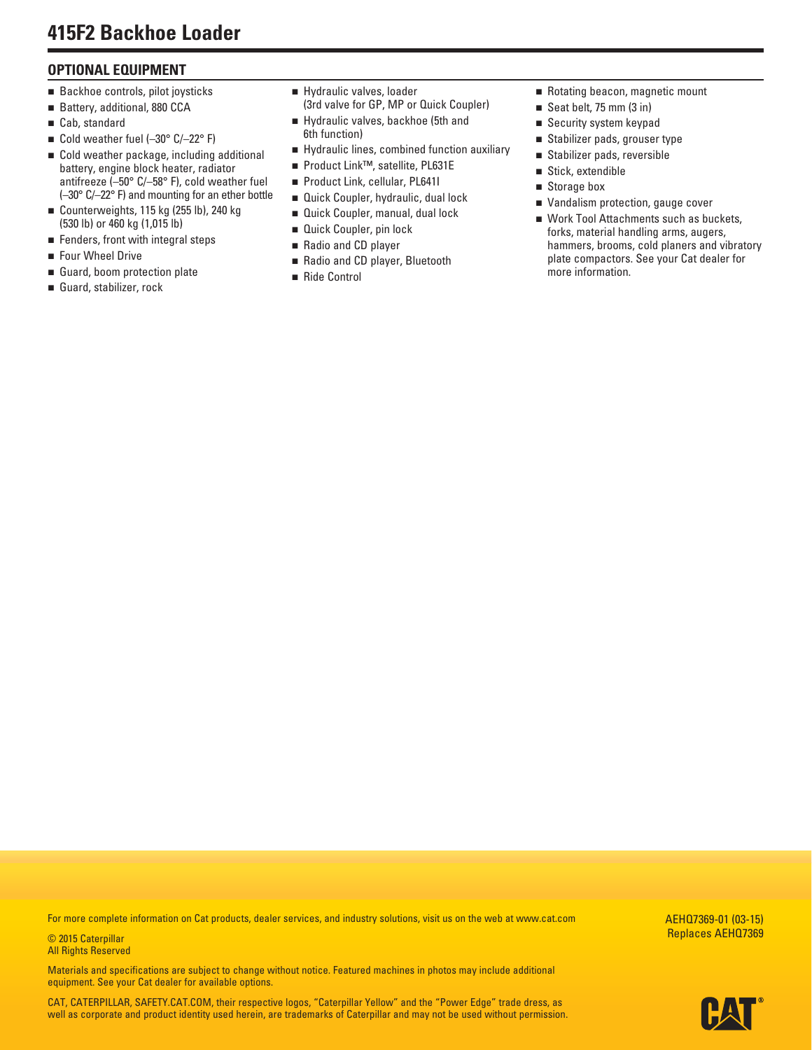# 415F2 Backhoe Loader

## OPTIONAL EQUIPMENT

- Backhoe controls, pilot joysticks
- Battery, additional, 880 CCA
- Cab, standard
- Cold weather fuel (–30° C/–22° F)
- Cold weather package, including additional battery, engine block heater, radiator antifreeze (–50° C/–58° F), cold weather fuel (–30° C/–22° F) and mounting for an ether bottle
- Counterweights, 115 kg (255 lb), 240 kg (530 lb) or 460 kg (1,015 lb)
- Fenders, front with integral steps
- Four Wheel Drive
- Guard, boom protection plate
- Guard, stabilizer, rock
- Hydraulic valves, loader (3rd valve for GP, MP or Quick Coupler)
- Hydraulic valves, backhoe (5th and 6th function)
- Hydraulic lines, combined function auxiliary
- Product Link™, satellite, PL631E
- Product Link, cellular, PL641I
- Quick Coupler, hydraulic, dual lock
- Quick Coupler, manual, dual lock
- Quick Coupler, pin lock
- Radio and CD player
- Radio and CD player, Bluetooth
- Ride Control
- Rotating beacon, magnetic mount
- Seat belt, 75 mm (3 in)
- Security system keypad
- Stabilizer pads, grouser type
- Stabilizer pads, reversible
- Stick, extendible
- Storage box
- Vandalism protection, gauge cover
- Work Tool Attachments such as buckets, forks, material handling arms, augers, hammers, brooms, cold planers and vibratory plate compactors. See your Cat dealer for more information.

For more complete information on Cat products, dealer services, and industry solutions, visit us on the web at www.cat.com

© 2015 Caterpillar
All Rights Reserved

AEHQ7369-01 (03-15)
Replaces AEHQ7369

Materials and specifications are subject to change without notice. Featured machines in photos may include additional equipment. See your Cat dealer for available options.

CAT, CATERPILLAR, SAFETY.CAT.COM, their respective logos, "Caterpillar Yellow" and the "Power Edge" trade dress, as well as corporate and product identity used herein, are trademarks of Caterpillar and may not be used without permission.